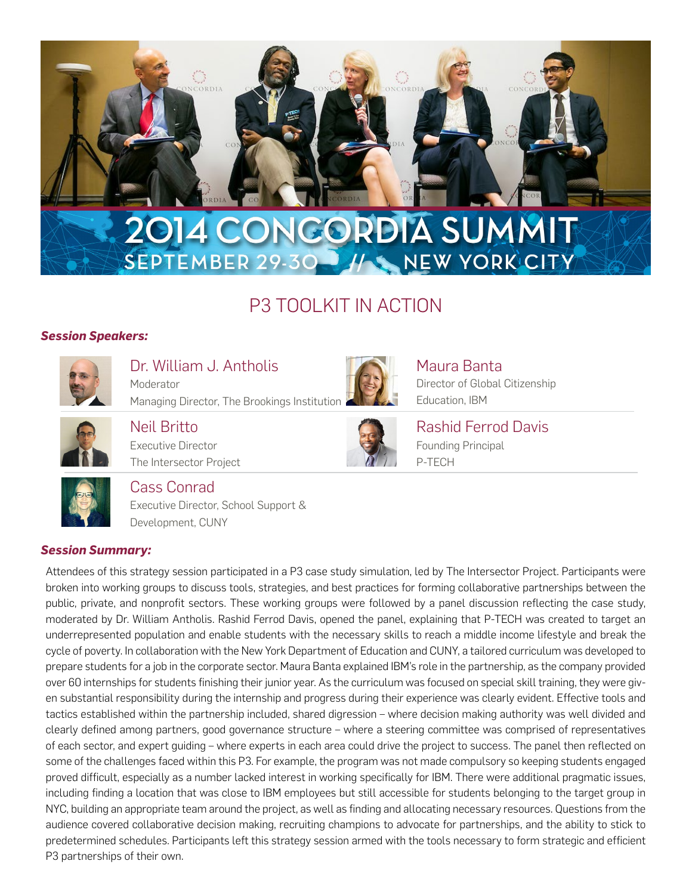# 2014 CONCORDIA SUMMIT

SEPTEMBER 29-30 // NEW YORK CITY

## P3 TOOLKIT IN ACTION

***Session Speakers:***

**Dr. William J. Antholis**
Moderator
Managing Director, The Brookings Institution

**Maura Banta**
Director of Global Citizenship Education, IBM

**Neil Britto**
Executive Director
The Intersector Project

**Rashid Ferrod Davis**
Founding Principal
P-TECH

**Cass Conrad**
Executive Director, School Support & Development, CUNY

***Session Summary:***

Attendees of this strategy session participated in a P3 case study simulation, led by The Intersector Project. Participants were broken into working groups to discuss tools, strategies, and best practices for forming collaborative partnerships between the public, private, and nonprofit sectors. These working groups were followed by a panel discussion reflecting the case study, moderated by Dr. William Antholis. Rashid Ferrod Davis, opened the panel, explaining that P-TECH was created to target an underrepresented population and enable students with the necessary skills to reach a middle income lifestyle and break the cycle of poverty. In collaboration with the New York Department of Education and CUNY, a tailored curriculum was developed to prepare students for a job in the corporate sector. Maura Banta explained IBM's role in the partnership, as the company provided over 60 internships for students finishing their junior year. As the curriculum was focused on special skill training, they were given substantial responsibility during the internship and progress during their experience was clearly evident. Effective tools and tactics established within the partnership included, shared digression – where decision making authority was well divided and clearly defined among partners, good governance structure – where a steering committee was comprised of representatives of each sector, and expert guiding – where experts in each area could drive the project to success. The panel then reflected on some of the challenges faced within this P3. For example, the program was not made compulsory so keeping students engaged proved difficult, especially as a number lacked interest in working specifically for IBM. There were additional pragmatic issues, including finding a location that was close to IBM employees but still accessible for students belonging to the target group in NYC, building an appropriate team around the project, as well as finding and allocating necessary resources. Questions from the audience covered collaborative decision making, recruiting champions to advocate for partnerships, and the ability to stick to predetermined schedules. Participants left this strategy session armed with the tools necessary to form strategic and efficient P3 partnerships of their own.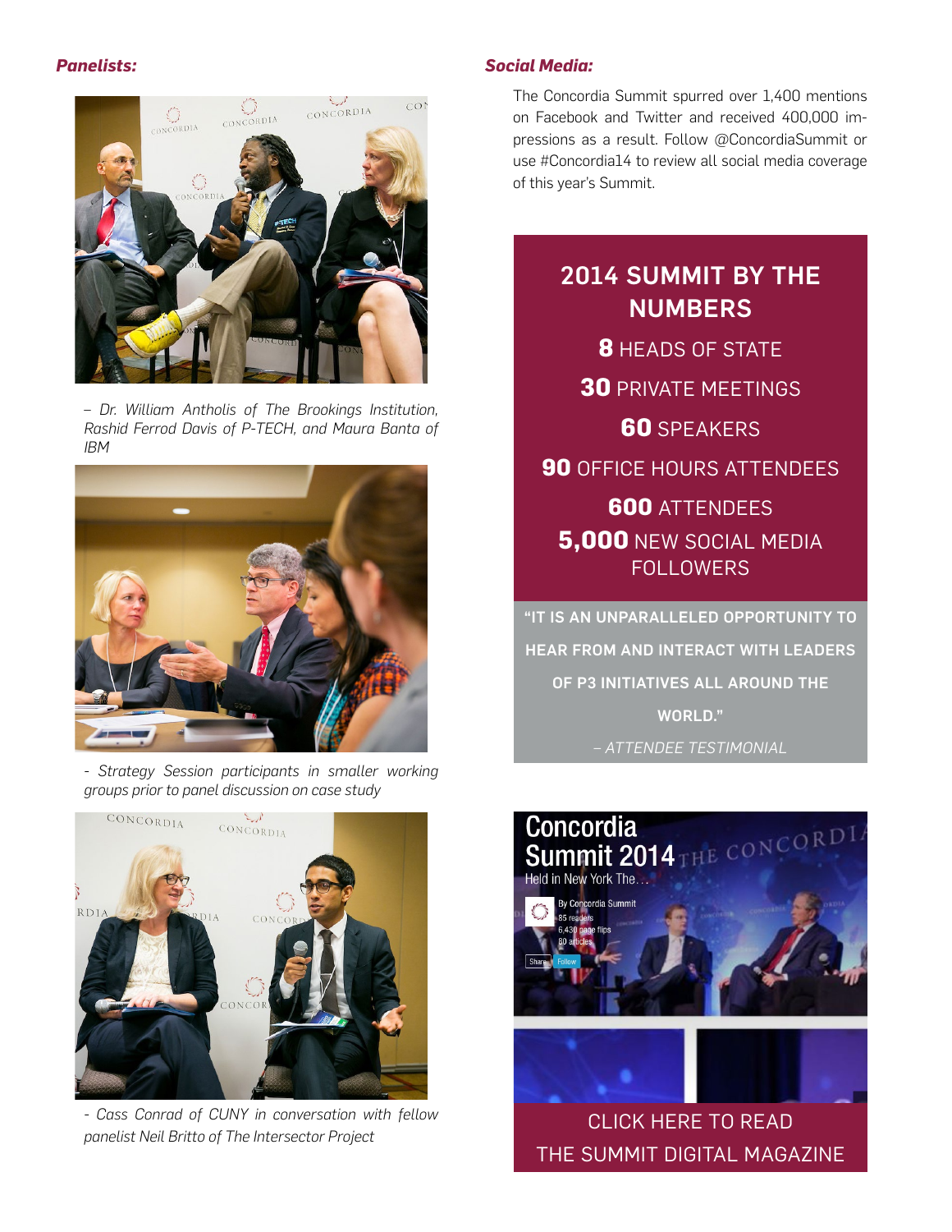### *Panelists:*

*– Dr. William Antholis of The Brookings Institution, Rashid Ferrod Davis of P-TECH, and Maura Banta of IBM*

*- Strategy Session participants in smaller working groups prior to panel discussion on case study*

*- Cass Conrad of CUNY in conversation with fellow panelist Neil Britto of The Intersector Project*

### *Social Media:*

The Concordia Summit spurred over 1,400 mentions on Facebook and Twitter and received 400,000 impressions as a result. Follow @ConcordiaSummit or use #Concordia14 to review all social media coverage of this year's Summit.

## 2014 SUMMIT BY THE NUMBERS

**8** HEADS OF STATE

**30** PRIVATE MEETINGS

**60** SPEAKERS

**90** OFFICE HOURS ATTENDEES

**600** ATTENDEES

**5,000** NEW SOCIAL MEDIA FOLLOWERS

**"IT IS AN UNPARALLELED OPPORTUNITY TO HEAR FROM AND INTERACT WITH LEADERS OF P3 INITIATIVES ALL AROUND THE WORLD."**

*– ATTENDEE TESTIMONIAL*

Concordia Summit 2014

Held in New York The...

By Concordia Summit

85 readers

6,430 page flips

80 articles

Share Follow

CLICK HERE TO READ THE SUMMIT DIGITAL MAGAZINE